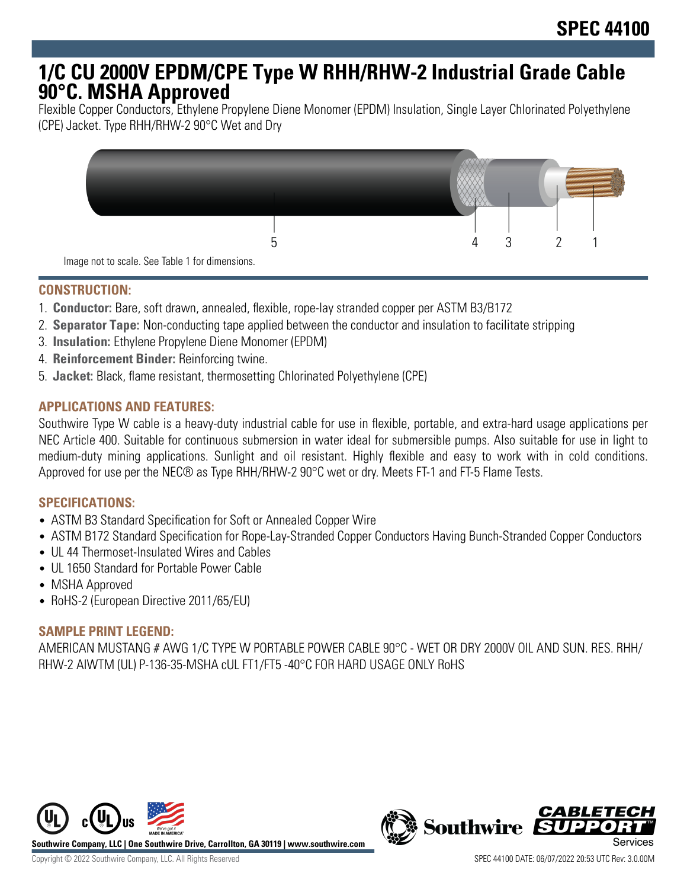# SPEC 44100

# 1/C CU 2000V EPDM/CPE Type W RHH/RHW-2 Industrial Grade Cable 90°C. MSHA Approved

Flexible Copper Conductors, Ethylene Propylene Diene Monomer (EPDM) Insulation, Single Layer Chlorinated Polyethylene (CPE) Jacket. Type RHH/RHW-2 90°C Wet and Dry

5 4 3 2 1

Image not to scale. See Table 1 for dimensions.

## CONSTRUCTION:

1. **Conductor:** Bare, soft drawn, annealed, flexible, rope-lay stranded copper per ASTM B3/B172
2. **Separator Tape:** Non-conducting tape applied between the conductor and insulation to facilitate stripping
3. **Insulation:** Ethylene Propylene Diene Monomer (EPDM)
4. **Reinforcement Binder:** Reinforcing twine.
5. **Jacket:** Black, flame resistant, thermosetting Chlorinated Polyethylene (CPE)

## APPLICATIONS AND FEATURES:

Southwire Type W cable is a heavy-duty industrial cable for use in flexible, portable, and extra-hard usage applications per NEC Article 400. Suitable for continuous submersion in water ideal for submersible pumps. Also suitable for use in light to medium-duty mining applications. Sunlight and oil resistant. Highly flexible and easy to work with in cold conditions. Approved for use per the NEC® as Type RHH/RHW-2 90°C wet or dry. Meets FT-1 and FT-5 Flame Tests.

## SPECIFICATIONS:

- ASTM B3 Standard Specification for Soft or Annealed Copper Wire
- ASTM B172 Standard Specification for Rope-Lay-Stranded Copper Conductors Having Bunch-Stranded Copper Conductors
- UL 44 Thermoset-Insulated Wires and Cables
- UL 1650 Standard for Portable Power Cable
- MSHA Approved
- RoHS-2 (European Directive 2011/65/EU)

## SAMPLE PRINT LEGEND:

AMERICAN MUSTANG # AWG 1/C TYPE W PORTABLE POWER CABLE 90°C - WET OR DRY 2000V OIL AND SUN. RES. RHH/RHW-2 AIWTM (UL) P-136-35-MSHA cUL FT1/FT5 -40°C FOR HARD USAGE ONLY RoHS

Southwire Company, LLC | One Southwire Drive, Carrollton, GA 30119 | www.southwire.com

Copyright © 2022 Southwire Company, LLC. All Rights Reserved

SPEC 44100 DATE: 06/07/2022 20:53 UTC Rev: 3.0.00M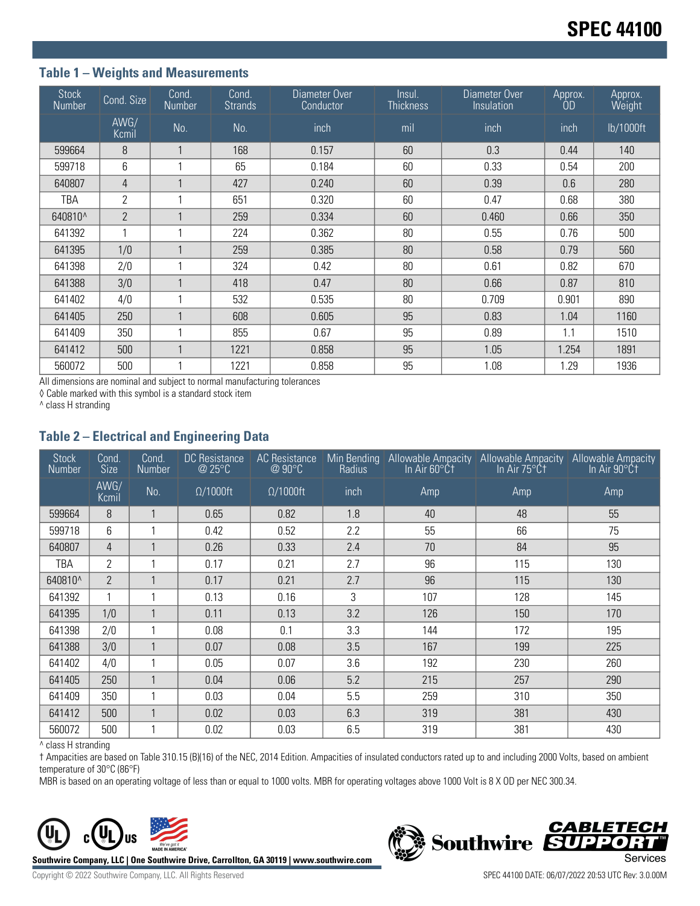# SPEC 44100

### Table 1 – Weights and Measurements

| Stock Number | Cond. Size | Cond. Number | Cond. Strands | Diameter Over Conductor | Insul. Thickness | Diameter Over Insulation | Approx. OD | Approx. Weight |
|---|---|---|---|---|---|---|---|---|
| | AWG/ Kcmil | No. | No. | inch | mil | inch | inch | lb/1000ft |
| 599664 | 8 | 1 | 168 | 0.157 | 60 | 0.3 | 0.44 | 140 |
| 599718 | 6 | 1 | 65 | 0.184 | 60 | 0.33 | 0.54 | 200 |
| 640807 | 4 | 1 | 427 | 0.240 | 60 | 0.39 | 0.6 | 280 |
| TBA | 2 | 1 | 651 | 0.320 | 60 | 0.47 | 0.68 | 380 |
| 640810^ | 2 | 1 | 259 | 0.334 | 60 | 0.460 | 0.66 | 350 |
| 641392 | 1 | 1 | 224 | 0.362 | 80 | 0.55 | 0.76 | 500 |
| 641395 | 1/0 | 1 | 259 | 0.385 | 80 | 0.58 | 0.79 | 560 |
| 641398 | 2/0 | 1 | 324 | 0.42 | 80 | 0.61 | 0.82 | 670 |
| 641388 | 3/0 | 1 | 418 | 0.47 | 80 | 0.66 | 0.87 | 810 |
| 641402 | 4/0 | 1 | 532 | 0.535 | 80 | 0.709 | 0.901 | 890 |
| 641405 | 250 | 1 | 608 | 0.605 | 95 | 0.83 | 1.04 | 1160 |
| 641409 | 350 | 1 | 855 | 0.67 | 95 | 0.89 | 1.1 | 1510 |
| 641412 | 500 | 1 | 1221 | 0.858 | 95 | 1.05 | 1.254 | 1891 |
| 560072 | 500 | 1 | 1221 | 0.858 | 95 | 1.08 | 1.29 | 1936 |

All dimensions are nominal and subject to normal manufacturing tolerances

◊ Cable marked with this symbol is a standard stock item

^ class H stranding

### Table 2 – Electrical and Engineering Data

| Stock Number | Cond. Size | Cond. Number | DC Resistance @ 25°C | AC Resistance @ 90°C | Min Bending Radius | Allowable Ampacity In Air 60°C† | Allowable Ampacity In Air 75°C† | Allowable Ampacity In Air 90°C† |
|---|---|---|---|---|---|---|---|---|
| | AWG/ Kcmil | No. | Ω/1000ft | Ω/1000ft | inch | Amp | Amp | Amp |
| 599664 | 8 | 1 | 0.65 | 0.82 | 1.8 | 40 | 48 | 55 |
| 599718 | 6 | 1 | 0.42 | 0.52 | 2.2 | 55 | 66 | 75 |
| 640807 | 4 | 1 | 0.26 | 0.33 | 2.4 | 70 | 84 | 95 |
| TBA | 2 | 1 | 0.17 | 0.21 | 2.7 | 96 | 115 | 130 |
| 640810^ | 2 | 1 | 0.17 | 0.21 | 2.7 | 96 | 115 | 130 |
| 641392 | 1 | 1 | 0.13 | 0.16 | 3 | 107 | 128 | 145 |
| 641395 | 1/0 | 1 | 0.11 | 0.13 | 3.2 | 126 | 150 | 170 |
| 641398 | 2/0 | 1 | 0.08 | 0.1 | 3.3 | 144 | 172 | 195 |
| 641388 | 3/0 | 1 | 0.07 | 0.08 | 3.5 | 167 | 199 | 225 |
| 641402 | 4/0 | 1 | 0.05 | 0.07 | 3.6 | 192 | 230 | 260 |
| 641405 | 250 | 1 | 0.04 | 0.06 | 5.2 | 215 | 257 | 290 |
| 641409 | 350 | 1 | 0.03 | 0.04 | 5.5 | 259 | 310 | 350 |
| 641412 | 500 | 1 | 0.02 | 0.03 | 6.3 | 319 | 381 | 430 |
| 560072 | 500 | 1 | 0.02 | 0.03 | 6.5 | 319 | 381 | 430 |

^ class H stranding

† Ampacities are based on Table 310.15 (B)(16) of the NEC, 2014 Edition. Ampacities of insulated conductors rated up to and including 2000 Volts, based on ambient temperature of 30°C (86°F)

MBR is based on an operating voltage of less than or equal to 1000 volts. MBR for operating voltages above 1000 Volt is 8 X OD per NEC 300.34.

Southwire Company, LLC | One Southwire Drive, Carrollton, GA 30119 | www.southwire.com

Copyright © 2022 Southwire Company, LLC. All Rights Reserved

SPEC 44100 DATE: 06/07/2022 20:53 UTC Rev: 3.0.00M